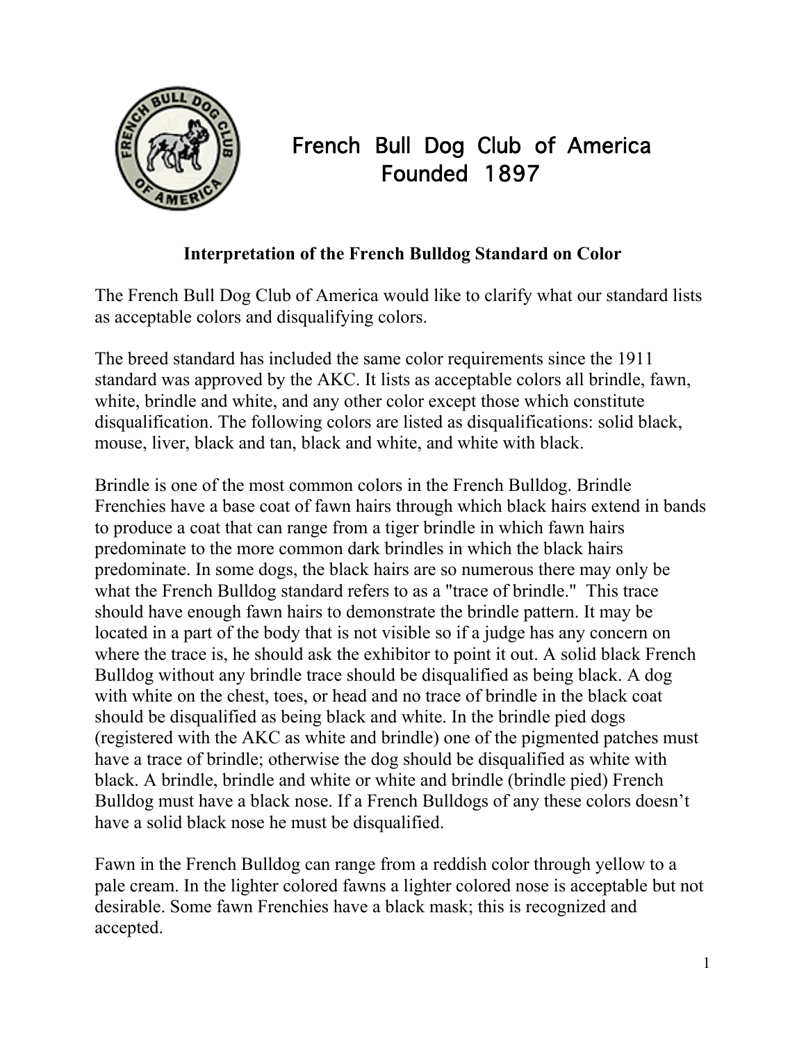# French Bull Dog Club of America
## Founded 1897

**Interpretation of the French Bulldog Standard on Color**

The French Bull Dog Club of America would like to clarify what our standard lists as acceptable colors and disqualifying colors.

The breed standard has included the same color requirements since the 1911 standard was approved by the AKC. It lists as acceptable colors all brindle, fawn, white, brindle and white, and any other color except those which constitute disqualification. The following colors are listed as disqualifications: solid black, mouse, liver, black and tan, black and white, and white with black.

Brindle is one of the most common colors in the French Bulldog. Brindle Frenchies have a base coat of fawn hairs through which black hairs extend in bands to produce a coat that can range from a tiger brindle in which fawn hairs predominate to the more common dark brindles in which the black hairs predominate. In some dogs, the black hairs are so numerous there may only be what the French Bulldog standard refers to as a "trace of brindle." This trace should have enough fawn hairs to demonstrate the brindle pattern. It may be located in a part of the body that is not visible so if a judge has any concern on where the trace is, he should ask the exhibitor to point it out. A solid black French Bulldog without any brindle trace should be disqualified as being black. A dog with white on the chest, toes, or head and no trace of brindle in the black coat should be disqualified as being black and white. In the brindle pied dogs (registered with the AKC as white and brindle) one of the pigmented patches must have a trace of brindle; otherwise the dog should be disqualified as white with black. A brindle, brindle and white or white and brindle (brindle pied) French Bulldog must have a black nose. If a French Bulldogs of any these colors doesn't have a solid black nose he must be disqualified.

Fawn in the French Bulldog can range from a reddish color through yellow to a pale cream. In the lighter colored fawns a lighter colored nose is acceptable but not desirable. Some fawn Frenchies have a black mask; this is recognized and accepted.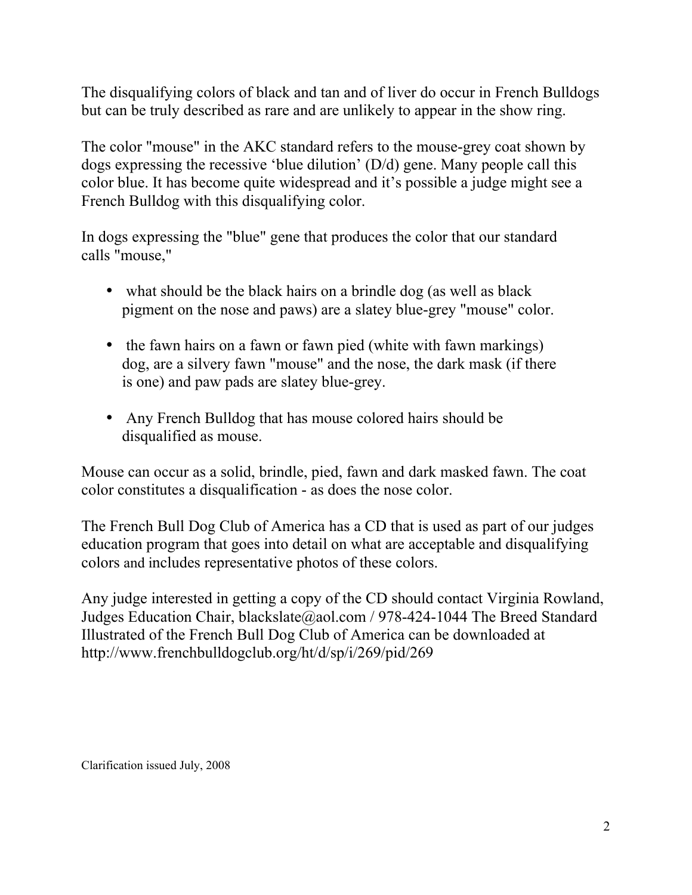The disqualifying colors of black and tan and of liver do occur in French Bulldogs but can be truly described as rare and are unlikely to appear in the show ring.

The color "mouse" in the AKC standard refers to the mouse-grey coat shown by dogs expressing the recessive 'blue dilution' (D/d) gene. Many people call this color blue. It has become quite widespread and it's possible a judge might see a French Bulldog with this disqualifying color.

In dogs expressing the "blue" gene that produces the color that our standard calls "mouse,"

- what should be the black hairs on a brindle dog (as well as black pigment on the nose and paws) are a slatey blue-grey "mouse" color.
- the fawn hairs on a fawn or fawn pied (white with fawn markings) dog, are a silvery fawn "mouse" and the nose, the dark mask (if there is one) and paw pads are slatey blue-grey.
- Any French Bulldog that has mouse colored hairs should be disqualified as mouse.

Mouse can occur as a solid, brindle, pied, fawn and dark masked fawn. The coat color constitutes a disqualification - as does the nose color.

The French Bull Dog Club of America has a CD that is used as part of our judges education program that goes into detail on what are acceptable and disqualifying colors and includes representative photos of these colors.

Any judge interested in getting a copy of the CD should contact Virginia Rowland, Judges Education Chair, blackslate@aol.com / 978-424-1044 The Breed Standard Illustrated of the French Bull Dog Club of America can be downloaded at http://www.frenchbulldogclub.org/ht/d/sp/i/269/pid/269

Clarification issued July, 2008